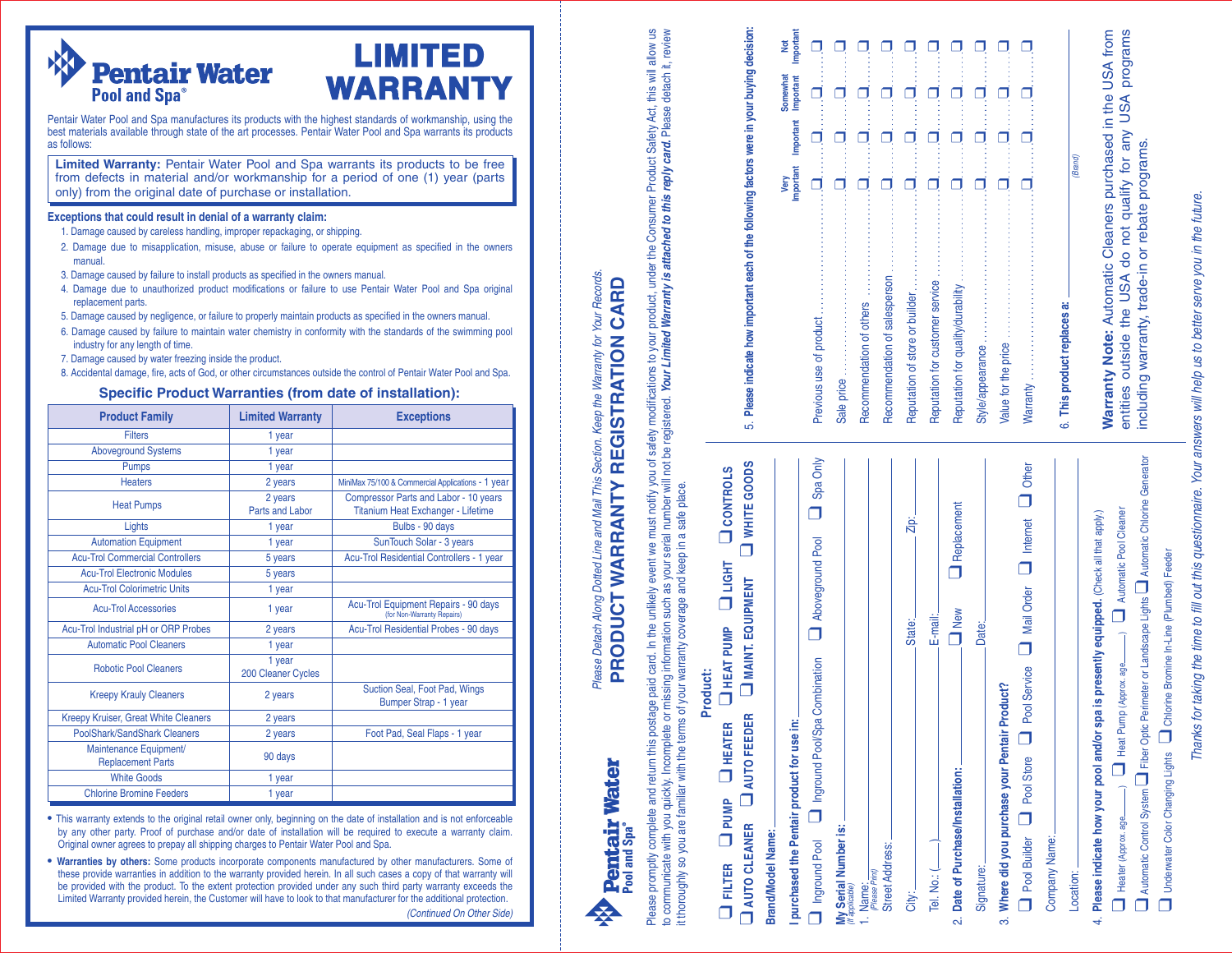# Pentair Water Pool and Spa®

# LIMITED WARRANTY

Pentair Water Pool and Spa manufactures its products with the highest standards of workmanship, using the best materials available through state of the art processes. Pentair Water Pool and Spa warrants its products as follows:

**Limited Warranty:** Pentair Water Pool and Spa warrants its products to be free from defects in material and/or workmanship for a period of one (1) year (parts only) from the original date of purchase or installation.

**Exceptions that could result in denial of a warranty claim:**

1. Damage caused by careless handling, improper repackaging, or shipping.
2. Damage due to misapplication, misuse, abuse or failure to operate equipment as specified in the owners manual.
3. Damage caused by failure to install products as specified in the owners manual.
4. Damage due to unauthorized product modifications or failure to use Pentair Water Pool and Spa original replacement parts.
5. Damage caused by negligence, or failure to properly maintain products as specified in the owners manual.
6. Damage caused by failure to maintain water chemistry in conformity with the standards of the swimming pool industry for any length of time.
7. Damage caused by water freezing inside the product.
8. Accidental damage, fire, acts of God, or other circumstances outside the control of Pentair Water Pool and Spa.

## Specific Product Warranties (from date of installation):

| Product Family | Limited Warranty | Exceptions |
|---|---|---|
| Filters | 1 year | |
| Aboveground Systems | 1 year | |
| Pumps | 1 year | |
| Heaters | 2 years | MiniMax 75/100 & Commercial Applications - 1 year |
| Heat Pumps | 2 years Parts and Labor | Compressor Parts and Labor - 10 years Titanium Heat Exchanger - Lifetime |
| Lights | 1 year | Bulbs - 90 days |
| Automation Equipment | 1 year | SunTouch Solar - 3 years |
| Acu-Trol Commercial Controllers | 5 years | Acu-Trol Residential Controllers - 1 year |
| Acu-Trol Electronic Modules | 5 years | |
| Acu-Trol Colorimetric Units | 1 year | |
| Acu-Trol Accessories | 1 year | Acu-Trol Equipment Repairs - 90 days (for Non-Warranty Repairs) |
| Acu-Trol Industrial pH or ORP Probes | 2 years | Acu-Trol Residential Probes - 90 days |
| Automatic Pool Cleaners | 1 year | |
| Robotic Pool Cleaners | 1 year 200 Cleaner Cycles | |
| Kreepy Krauly Cleaners | 2 years | Suction Seal, Foot Pad, Wings Bumper Strap - 1 year |
| Kreepy Kruiser, Great White Cleaners | 2 years | |
| PoolShark/SandShark Cleaners | 2 years | Foot Pad, Seal Flaps - 1 year |
| Maintenance Equipment/ Replacement Parts | 90 days | |
| White Goods | 1 year | |
| Chlorine Bromine Feeders | 1 year | |

- This warranty extends to the original retail owner only, beginning on the date of installation and is not enforceable by any other party. Proof of purchase and/or date of installation will be required to execute a warranty claim. Original owner agrees to prepay all shipping charges to Pentair Water Pool and Spa.
- **Warranties by others:** Some products incorporate components manufactured by other manufacturers. Some of these provide warranties in addition to the warranty provided herein. In all such cases a copy of that warranty will be provided with the product. To the extent protection provided under any such third party warranty exceeds the Limited Warranty provided herein, the Customer will have to look to that manufacturer for the additional protection.

*(Continued On Other Side)*

---

*Please Detach Along Dotted Line and Mail This Section. Keep the Warranty for Your Records.*

# Pentair Water Pool and Spa® PRODUCT WARRANTY REGISTRATION CARD

Please promptly complete and return this postage paid card. In the unlikely event we must notify you of safety modifications to your product, under the Consumer Product Safety Act, this will allow us to communicate with you quickly. Incomplete or missing information such as your serial number will not be registered. ***Your Limited Warranty is attached to this reply card.*** Please detach it, review it thoroughly so you are familiar with the terms of your warranty coverage and keep in a safe place.

**Product:**

❑ FILTER ❑ PUMP ❑ HEATER ❑ HEAT PUMP ❑ LIGHT ❑ CONTROLS
❑ AUTO CLEANER ❑ AUTO FEEDER ❑ MAINT. EQUIPMENT ❑ WHITE GOODS

**Brand/Model Name:** \_\_\_\_\_\_\_\_\_\_

**I purchased the Pentair product for use in:**

❑ Inground Pool ❑ Inground Pool/Spa Combination ❑ Aboveground Pool ❑ Spa Only

**My Serial Number is:** \_\_\_\_\_\_\_\_\_\_ *(if applicable)*

1. Name: \_\_\_\_\_\_\_\_\_\_ *(Please Print)*

Street Address: \_\_\_\_\_\_\_\_\_\_

City: \_\_\_\_\_\_ State: \_\_\_\_\_\_ Zip: \_\_\_\_\_\_

Tel. No.: (\_\_\_\_) \_\_\_\_\_\_ E-mail: \_\_\_\_\_\_

2. **Date of Purchase/Installation:** \_\_\_\_\_\_ ❑ New ❑ Replacement

Signature: \_\_\_\_\_\_ Date: \_\_\_\_\_\_

3. **Where did you purchase your Pentair Product?**

❑ Pool Builder ❑ Pool Store ❑ Pool Service ❑ Mail Order ❑ Internet ❑ Other

Company Name: \_\_\_\_\_\_\_\_\_\_

Location: \_\_\_\_\_\_\_\_\_\_

4. **Please indicate how your pool and/or spa is presently equipped.** (Check all that apply.)

❑ Heater (Approx. age\_\_\_\_\_) ❑ Heat Pump (Approx. age\_\_\_\_\_) ❑ Automatic Pool Cleaner
❑ Automatic Control System ❑ Fiber Optic Perimeter or Landscape Lights ❑ Automatic Chlorine Generator
❑ Underwater Color Changing Lights ❑ Chlorine Bromine In-Line (Plumbed) Feeder

5. **Please indicate how important each of the following factors were in your buying decision:**

| | Very Important | Important | Somewhat Important | Not Important |
|---|---|---|---|---|
| Previous use of product | ❑ | ❑ | ❑ | ❑ |
| Sale price | ❑ | ❑ | ❑ | ❑ |
| Recommendation of others | ❑ | ❑ | ❑ | ❑ |
| Recommendation of salesperson | ❑ | ❑ | ❑ | ❑ |
| Reputation of store or builder | ❑ | ❑ | ❑ | ❑ |
| Reputation for customer service | ❑ | ❑ | ❑ | ❑ |
| Reputation for quality/durability | ❑ | ❑ | ❑ | ❑ |
| Style/appearance | ❑ | ❑ | ❑ | ❑ |
| Value for the price | ❑ | ❑ | ❑ | ❑ |
| Warranty | ❑ | ❑ | ❑ | ❑ |

6. **This product replaces a:** \_\_\_\_\_\_\_\_\_\_ *(Brand)*

**Warranty Note:** Automatic Cleaners purchased in the USA from entities outside the USA do not qualify for any USA programs including warranty, trade-in or rebate programs.

*Thanks for taking the time to fill out this questionnaire. Your answers will help us to better serve you in the future.*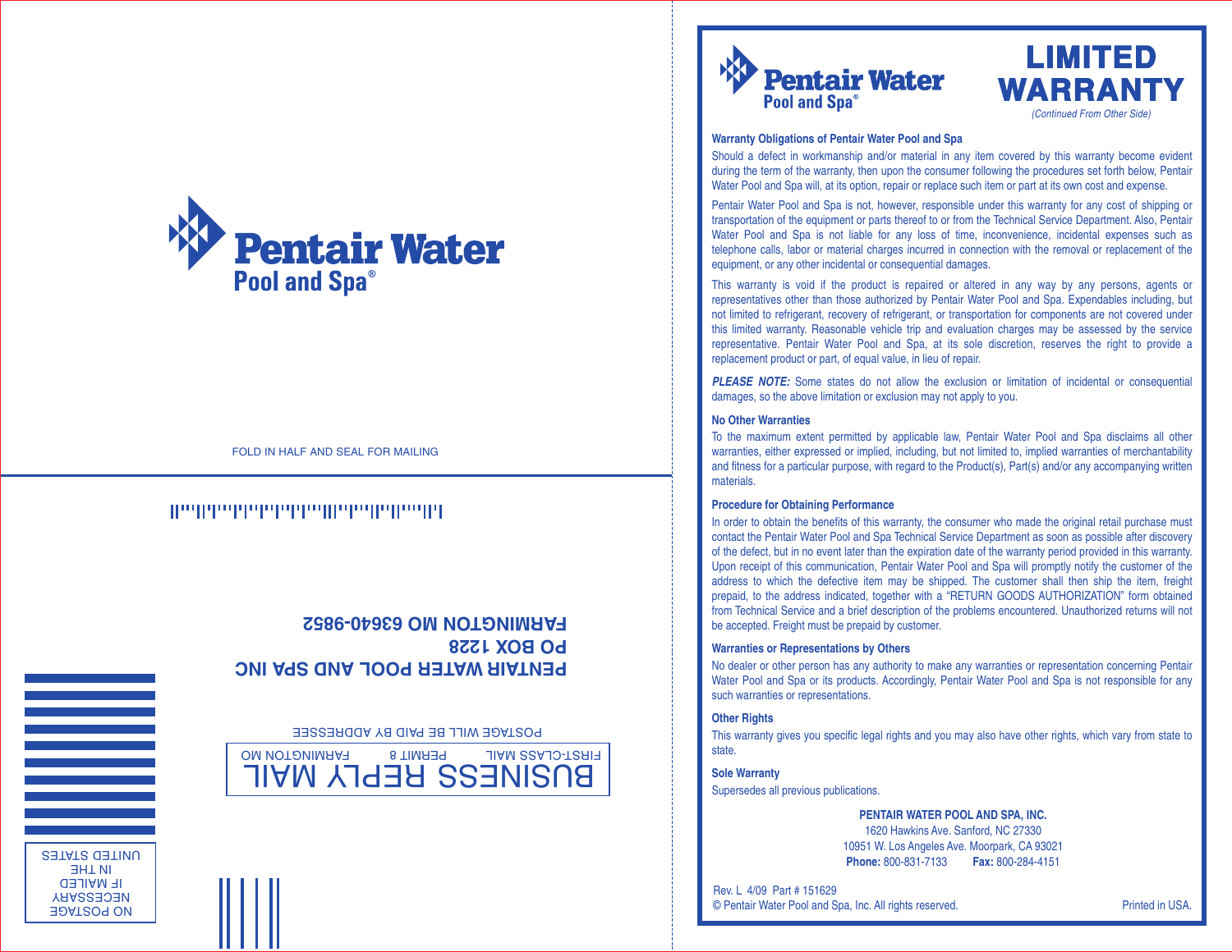Pentair Water
Pool and Spa®

FOLD IN HALF AND SEAL FOR MAILING

NO POSTAGE
NECESSARY
IF MAILED
IN THE
UNITED STATES

BUSINESS REPLY MAIL
FIRST-CLASS MAIL PERMIT 8 FARMINGTON MO

POSTAGE WILL BE PAID BY ADDRESSEE

PENTAIR WATER POOL AND SPA INC
PO BOX 1228
FARMINGTON MO 63640-9852

Pentair Water
Pool and Spa®

# LIMITED WARRANTY

*(Continued From Other Side)*

### Warranty Obligations of Pentair Water Pool and Spa

Should a defect in workmanship and/or material in any item covered by this warranty become evident during the term of the warranty, then upon the consumer following the procedures set forth below, Pentair Water Pool and Spa will, at its option, repair or replace such item or part at its own cost and expense.

Pentair Water Pool and Spa is not, however, responsible under this warranty for any cost of shipping or transportation of the equipment or parts thereof to or from the Technical Service Department. Also, Pentair Water Pool and Spa is not liable for any loss of time, inconvenience, incidental expenses such as telephone calls, labor or material charges incurred in connection with the removal or replacement of the equipment, or any other incidental or consequential damages.

This warranty is void if the product is repaired or altered in any way by any persons, agents or representatives other than those authorized by Pentair Water Pool and Spa. Expendables including, but not limited to refrigerant, recovery of refrigerant, or transportation for components are not covered under this limited warranty. Reasonable vehicle trip and evaluation charges may be assessed by the service representative. Pentair Water Pool and Spa, at its sole discretion, reserves the right to provide a replacement product or part, of equal value, in lieu of repair.

***PLEASE NOTE:*** Some states do not allow the exclusion or limitation of incidental or consequential damages, so the above limitation or exclusion may not apply to you.

### No Other Warranties

To the maximum extent permitted by applicable law, Pentair Water Pool and Spa disclaims all other warranties, either expressed or implied, including, but not limited to, implied warranties of merchantability and fitness for a particular purpose, with regard to the Product(s), Part(s) and/or any accompanying written materials.

### Procedure for Obtaining Performance

In order to obtain the benefits of this warranty, the consumer who made the original retail purchase must contact the Pentair Water Pool and Spa Technical Service Department as soon as possible after discovery of the defect, but in no event later than the expiration date of the warranty period provided in this warranty. Upon receipt of this communication, Pentair Water Pool and Spa will promptly notify the customer of the address to which the defective item may be shipped. The customer shall then ship the item, freight prepaid, to the address indicated, together with a “RETURN GOODS AUTHORIZATION” form obtained from Technical Service and a brief description of the problems encountered. Unauthorized returns will not be accepted. Freight must be prepaid by customer.

### Warranties or Representations by Others

No dealer or other person has any authority to make any warranties or representation concerning Pentair Water Pool and Spa or its products. Accordingly, Pentair Water Pool and Spa is not responsible for any such warranties or representations.

### Other Rights

This warranty gives you specific legal rights and you may also have other rights, which vary from state to state.

### Sole Warranty

Supersedes all previous publications.

**PENTAIR WATER POOL AND SPA, INC.**
1620 Hawkins Ave. Sanford, NC 27330
10951 W. Los Angeles Ave. Moorpark, CA 93021
**Phone:** 800-831-7133 **Fax:** 800-284-4151

Rev. L 4/09 Part # 151629
© Pentair Water Pool and Spa, Inc. All rights reserved.

Printed in USA.